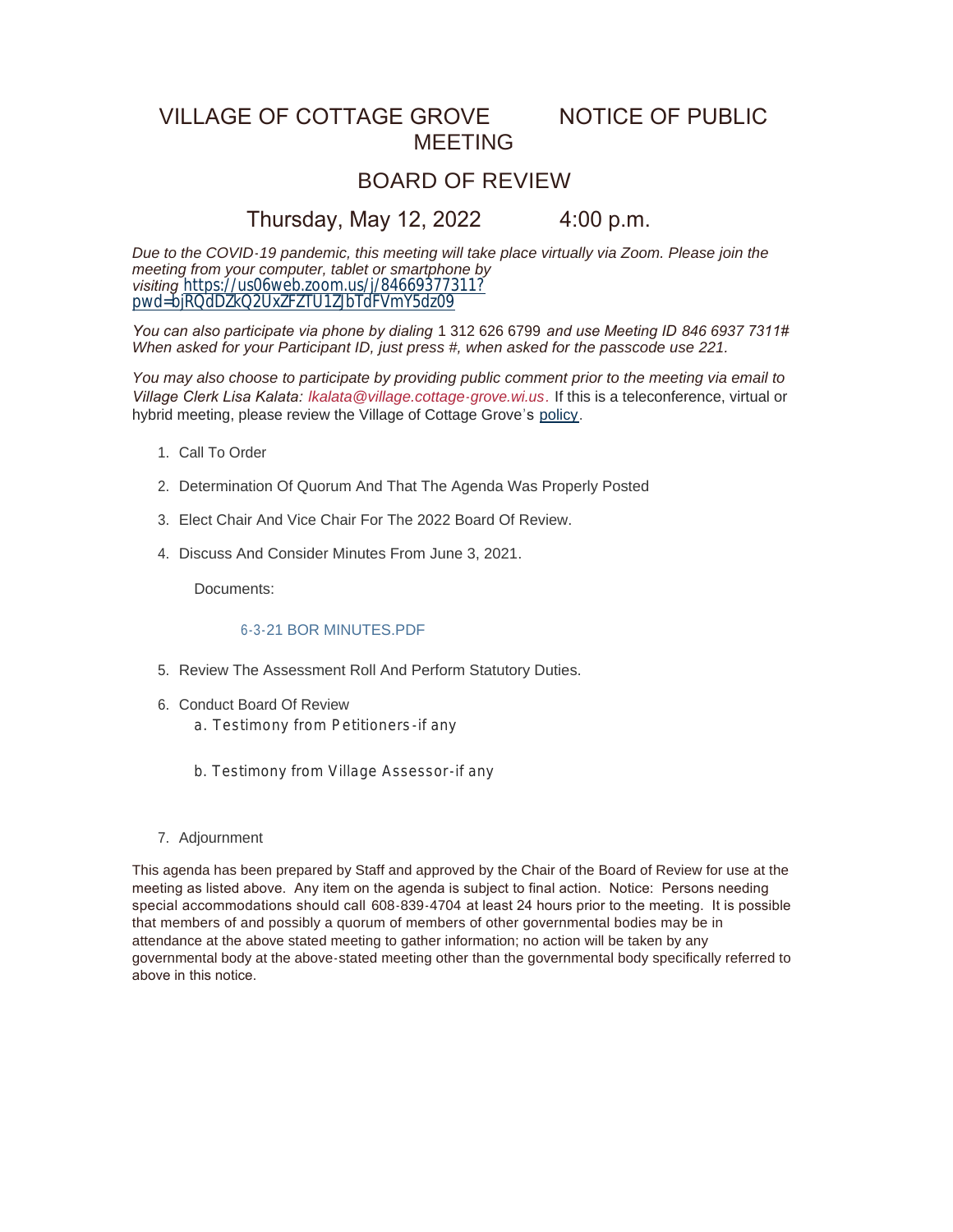# VILLAGE OF COTTAGE GROVE NOTICE OF PUBLIC MEETING

## BOARD OF REVIEW

### Thursday, May 12, 2022 4:00 p.m.

*Due to the COVID-19 pandemic, this meeting will take place virtually via Zoom. Please join the meeting from your computer, tablet or smartphone by visiting* https://us06web.zoom.us/j/84669377311?pwd=bjRQdDZkQ2UxZFZTU1ZjbTdFVmY5dz09

*You can also participate via phone by dialing* 1 312 626 6799 *and use Meeting ID 846 6937 7311# When asked for your Participant ID, just press #, when asked for the passcode use 221.*

*You may also choose to participate by providing public comment prior to the meeting via email to Village Clerk Lisa Kalata: lkalata@village.cottage-grove.wi.us.* If this is a teleconference, virtual or hybrid meeting, please review the Village of Cottage Grove's policy.

1. Call To Order
2. Determination Of Quorum And That The Agenda Was Properly Posted
3. Elect Chair And Vice Chair For The 2022 Board Of Review.
4. Discuss And Consider Minutes From June 3, 2021.

   Documents:

   6-3-21 BOR MINUTES.PDF

5. Review The Assessment Roll And Perform Statutory Duties.
6. Conduct Board Of Review
   a. Testimony from Petitioners-if any

   b. Testimony from Village Assessor-if any

7. Adjournment

This agenda has been prepared by Staff and approved by the Chair of the Board of Review for use at the meeting as listed above. Any item on the agenda is subject to final action. Notice: Persons needing special accommodations should call 608-839-4704 at least 24 hours prior to the meeting. It is possible that members of and possibly a quorum of members of other governmental bodies may be in attendance at the above stated meeting to gather information; no action will be taken by any governmental body at the above-stated meeting other than the governmental body specifically referred to above in this notice.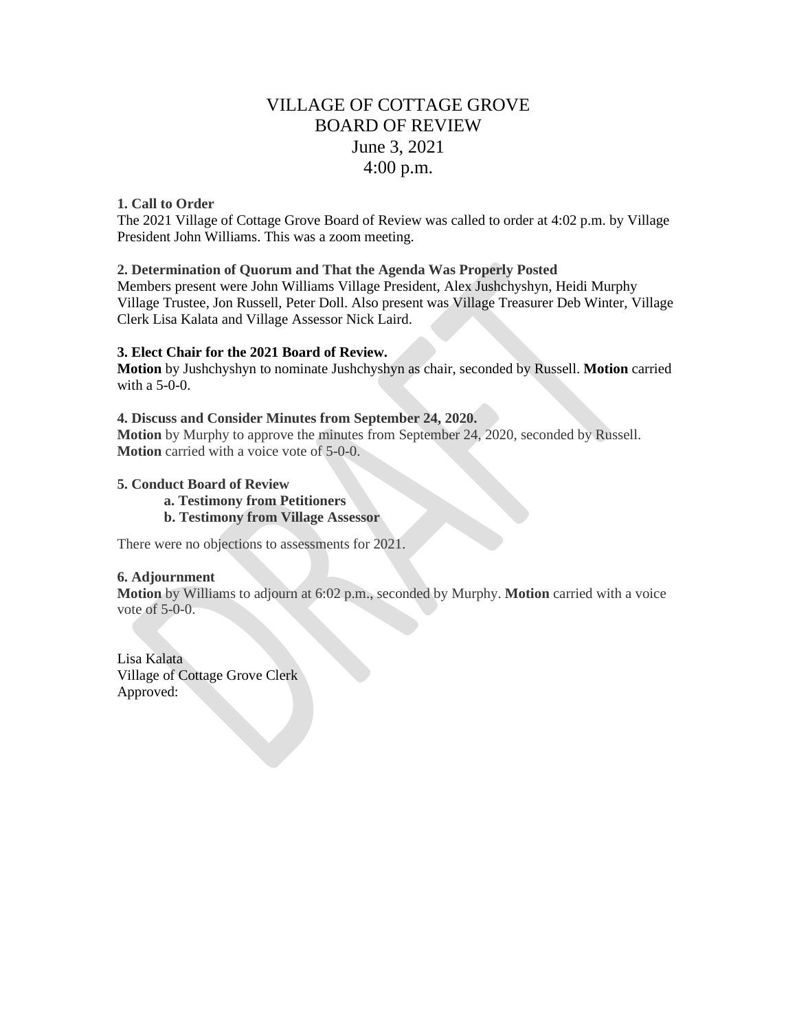# VILLAGE OF COTTAGE GROVE
# BOARD OF REVIEW
# June 3, 2021
# 4:00 p.m.

**1. Call to Order**

The 2021 Village of Cottage Grove Board of Review was called to order at 4:02 p.m. by Village President John Williams. This was a zoom meeting.

**2. Determination of Quorum and That the Agenda Was Properly Posted**

Members present were John Williams Village President, Alex Jushchyshyn, Heidi Murphy Village Trustee, Jon Russell, Peter Doll. Also present was Village Treasurer Deb Winter, Village Clerk Lisa Kalata and Village Assessor Nick Laird.

**3. Elect Chair for the 2021 Board of Review.**

**Motion** by Jushchyshyn to nominate Jushchyshyn as chair, seconded by Russell. **Motion** carried with a 5-0-0.

**4. Discuss and Consider Minutes from September 24, 2020.**

**Motion** by Murphy to approve the minutes from September 24, 2020, seconded by Russell. **Motion** carried with a voice vote of 5-0-0.

**5. Conduct Board of Review**

- **a. Testimony from Petitioners**
- **b. Testimony from Village Assessor**

There were no objections to assessments for 2021.

**6. Adjournment**

**Motion** by Williams to adjourn at 6:02 p.m., seconded by Murphy. **Motion** carried with a voice vote of 5-0-0.

Lisa Kalata
Village of Cottage Grove Clerk
Approved: